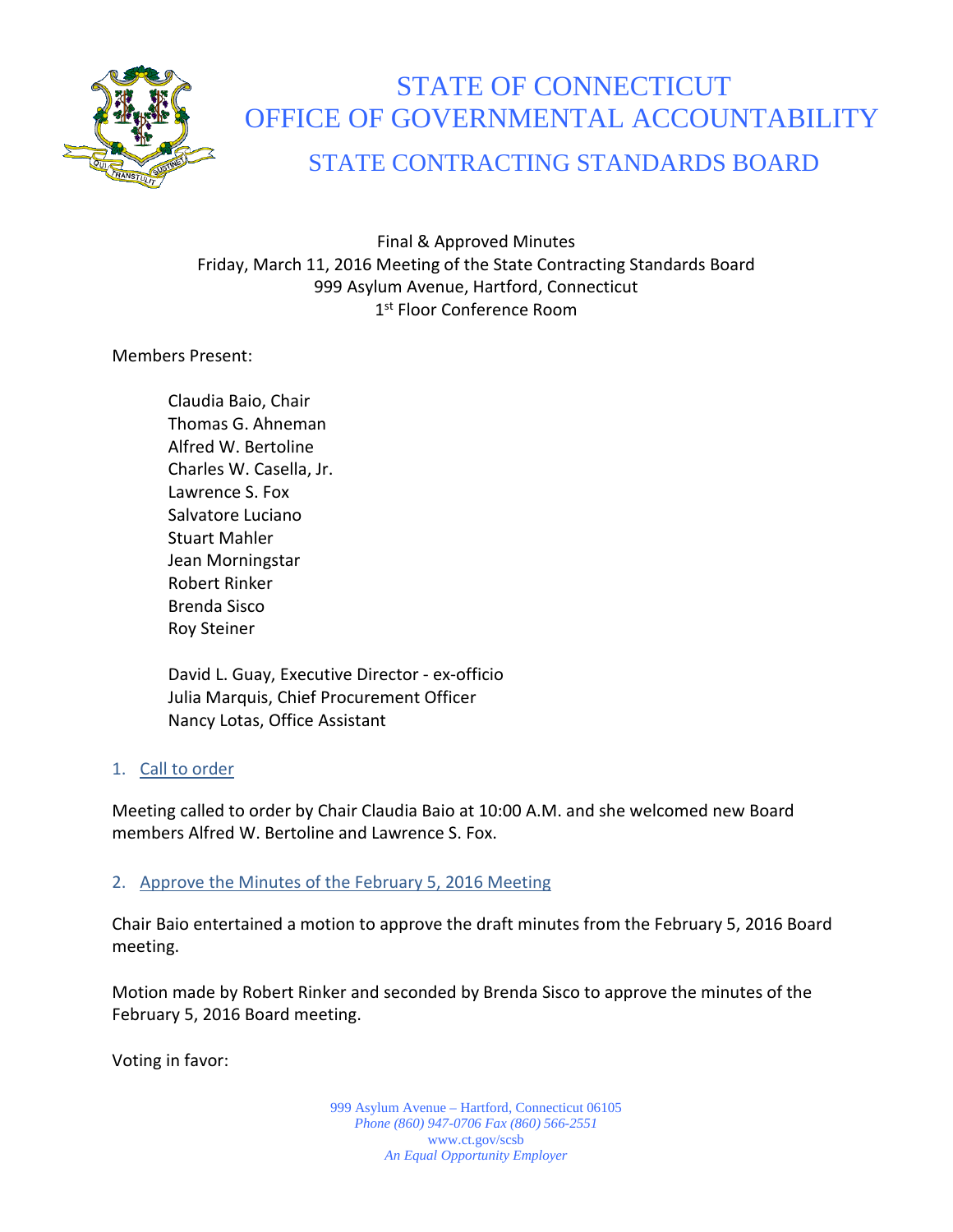# STATE OF CONNECTICUT
# OFFICE OF GOVERNMENTAL ACCOUNTABILITY
## STATE CONTRACTING STANDARDS BOARD

Final & Approved Minutes
Friday, March 11, 2016 Meeting of the State Contracting Standards Board
999 Asylum Avenue, Hartford, Connecticut
1st Floor Conference Room

Members Present:

Claudia Baio, Chair
Thomas G. Ahneman
Alfred W. Bertoline
Charles W. Casella, Jr.
Lawrence S. Fox
Salvatore Luciano
Stuart Mahler
Jean Morningstar
Robert Rinker
Brenda Sisco
Roy Steiner

David L. Guay, Executive Director - ex-officio
Julia Marquis, Chief Procurement Officer
Nancy Lotas, Office Assistant

1. Call to order

Meeting called to order by Chair Claudia Baio at 10:00 A.M. and she welcomed new Board members Alfred W. Bertoline and Lawrence S. Fox.

2. Approve the Minutes of the February 5, 2016 Meeting

Chair Baio entertained a motion to approve the draft minutes from the February 5, 2016 Board meeting.

Motion made by Robert Rinker and seconded by Brenda Sisco to approve the minutes of the February 5, 2016 Board meeting.

Voting in favor: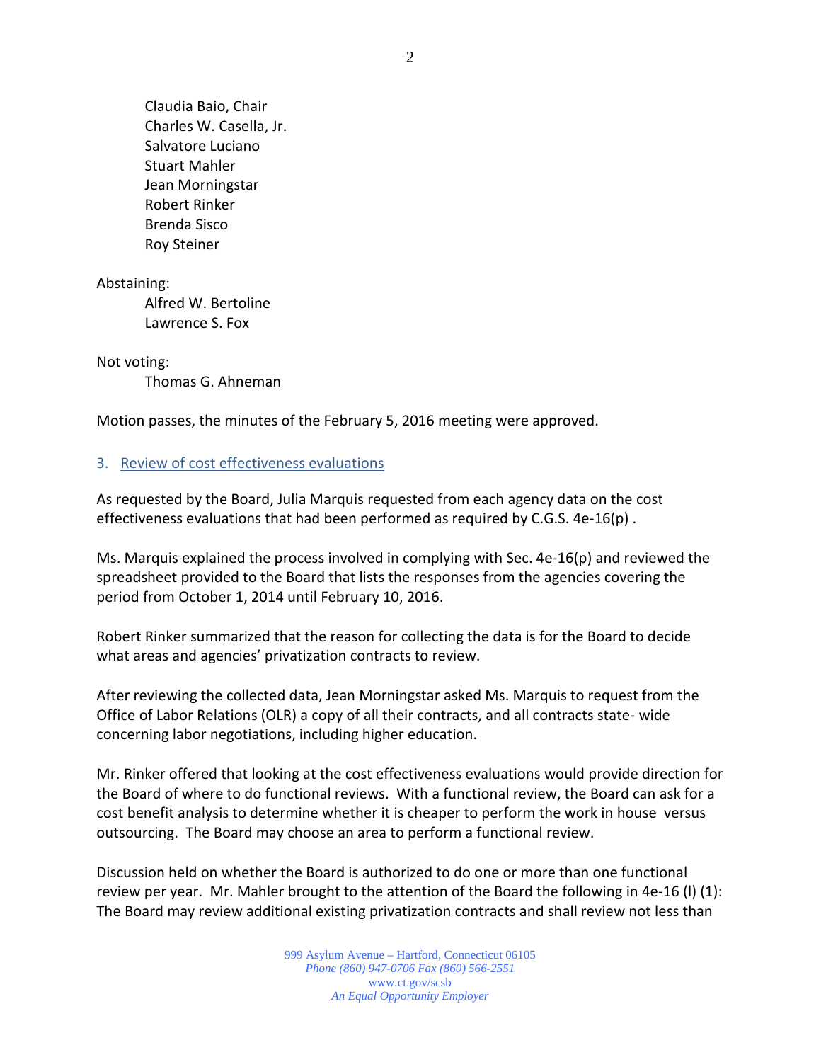Claudia Baio, Chair
Charles W. Casella, Jr.
Salvatore Luciano
Stuart Mahler
Jean Morningstar
Robert Rinker
Brenda Sisco
Roy Steiner

Abstaining:

Alfred W. Bertoline
Lawrence S. Fox

Not voting:

Thomas G. Ahneman

Motion passes, the minutes of the February 5, 2016 meeting were approved.

3. Review of cost effectiveness evaluations

As requested by the Board, Julia Marquis requested from each agency data on the cost effectiveness evaluations that had been performed as required by C.G.S. 4e-16(p) .

Ms. Marquis explained the process involved in complying with Sec. 4e-16(p) and reviewed the spreadsheet provided to the Board that lists the responses from the agencies covering the period from October 1, 2014 until February 10, 2016.

Robert Rinker summarized that the reason for collecting the data is for the Board to decide what areas and agencies' privatization contracts to review.

After reviewing the collected data, Jean Morningstar asked Ms. Marquis to request from the Office of Labor Relations (OLR) a copy of all their contracts, and all contracts state- wide concerning labor negotiations, including higher education.

Mr. Rinker offered that looking at the cost effectiveness evaluations would provide direction for the Board of where to do functional reviews. With a functional review, the Board can ask for a cost benefit analysis to determine whether it is cheaper to perform the work in house versus outsourcing. The Board may choose an area to perform a functional review.

Discussion held on whether the Board is authorized to do one or more than one functional review per year. Mr. Mahler brought to the attention of the Board the following in 4e-16 (l) (1): The Board may review additional existing privatization contracts and shall review not less than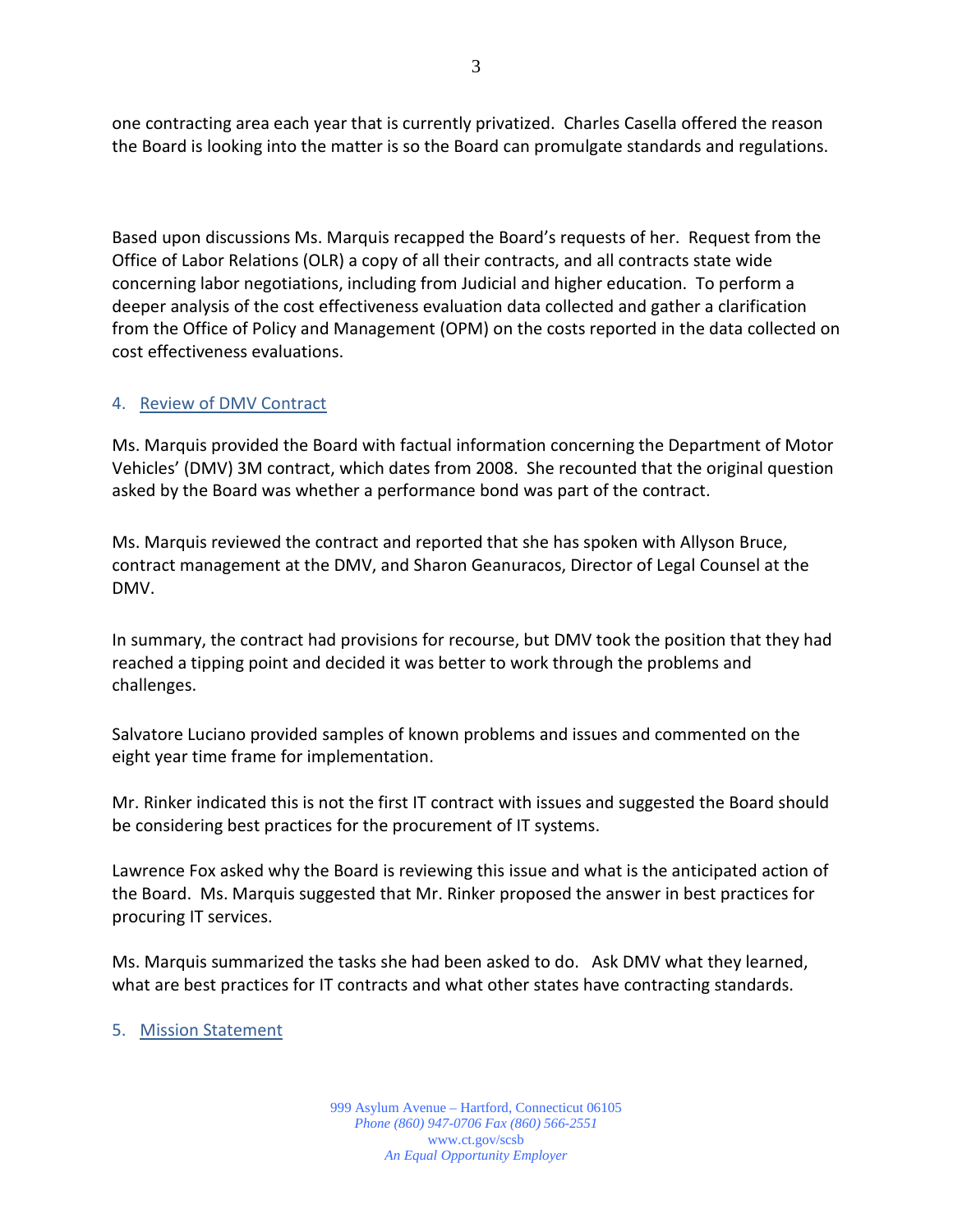one contracting area each year that is currently privatized. Charles Casella offered the reason the Board is looking into the matter is so the Board can promulgate standards and regulations.

Based upon discussions Ms. Marquis recapped the Board's requests of her. Request from the Office of Labor Relations (OLR) a copy of all their contracts, and all contracts state wide concerning labor negotiations, including from Judicial and higher education. To perform a deeper analysis of the cost effectiveness evaluation data collected and gather a clarification from the Office of Policy and Management (OPM) on the costs reported in the data collected on cost effectiveness evaluations.

## 4. Review of DMV Contract

Ms. Marquis provided the Board with factual information concerning the Department of Motor Vehicles' (DMV) 3M contract, which dates from 2008. She recounted that the original question asked by the Board was whether a performance bond was part of the contract.

Ms. Marquis reviewed the contract and reported that she has spoken with Allyson Bruce, contract management at the DMV, and Sharon Geanuracos, Director of Legal Counsel at the DMV.

In summary, the contract had provisions for recourse, but DMV took the position that they had reached a tipping point and decided it was better to work through the problems and challenges.

Salvatore Luciano provided samples of known problems and issues and commented on the eight year time frame for implementation.

Mr. Rinker indicated this is not the first IT contract with issues and suggested the Board should be considering best practices for the procurement of IT systems.

Lawrence Fox asked why the Board is reviewing this issue and what is the anticipated action of the Board. Ms. Marquis suggested that Mr. Rinker proposed the answer in best practices for procuring IT services.

Ms. Marquis summarized the tasks she had been asked to do. Ask DMV what they learned, what are best practices for IT contracts and what other states have contracting standards.

## 5. Mission Statement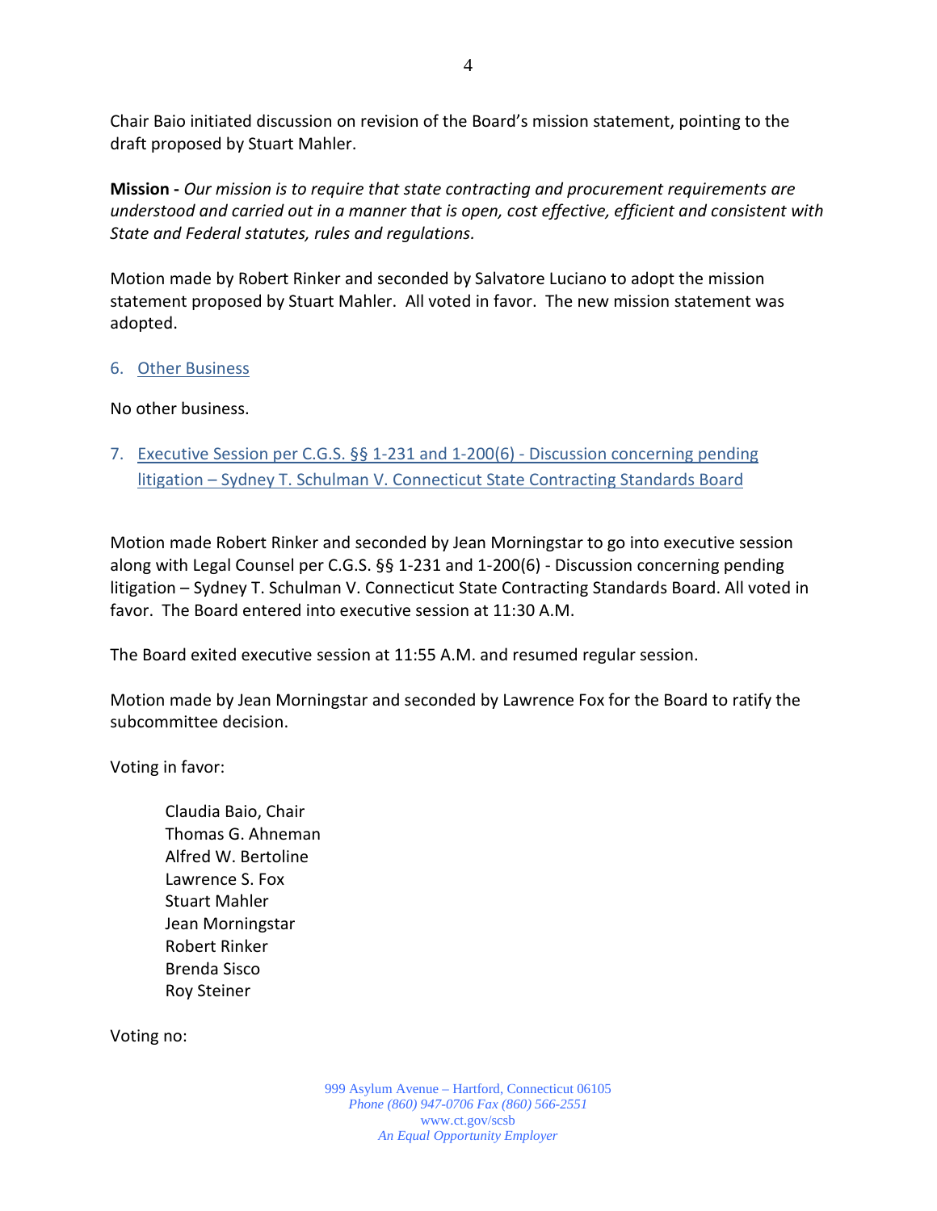Chair Baio initiated discussion on revision of the Board's mission statement, pointing to the draft proposed by Stuart Mahler.

**Mission -** *Our mission is to require that state contracting and procurement requirements are understood and carried out in a manner that is open, cost effective, efficient and consistent with State and Federal statutes, rules and regulations.*

Motion made by Robert Rinker and seconded by Salvatore Luciano to adopt the mission statement proposed by Stuart Mahler. All voted in favor. The new mission statement was adopted.

## 6. Other Business

No other business.

## 7. Executive Session per C.G.S. §§ 1-231 and 1-200(6) - Discussion concerning pending litigation – Sydney T. Schulman V. Connecticut State Contracting Standards Board

Motion made Robert Rinker and seconded by Jean Morningstar to go into executive session along with Legal Counsel per C.G.S. §§ 1-231 and 1-200(6) - Discussion concerning pending litigation – Sydney T. Schulman V. Connecticut State Contracting Standards Board. All voted in favor. The Board entered into executive session at 11:30 A.M.

The Board exited executive session at 11:55 A.M. and resumed regular session.

Motion made by Jean Morningstar and seconded by Lawrence Fox for the Board to ratify the subcommittee decision.

Voting in favor:

- Claudia Baio, Chair
- Thomas G. Ahneman
- Alfred W. Bertoline
- Lawrence S. Fox
- Stuart Mahler
- Jean Morningstar
- Robert Rinker
- Brenda Sisco
- Roy Steiner

Voting no: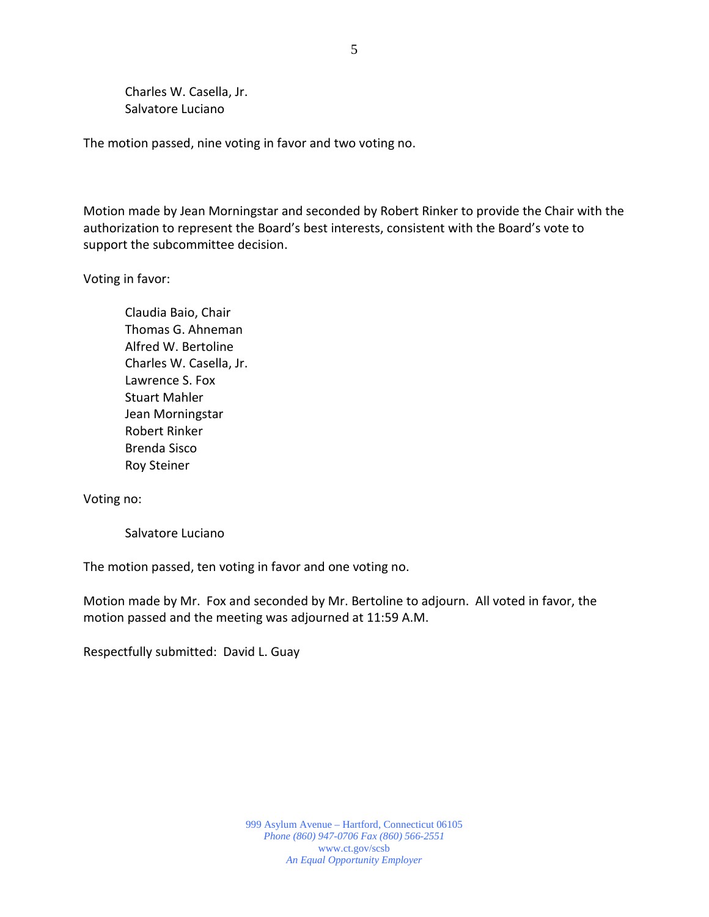Charles W. Casella, Jr.
Salvatore Luciano

The motion passed, nine voting in favor and two voting no.

Motion made by Jean Morningstar and seconded by Robert Rinker to provide the Chair with the authorization to represent the Board's best interests, consistent with the Board's vote to support the subcommittee decision.

Voting in favor:

Claudia Baio, Chair
Thomas G. Ahneman
Alfred W. Bertoline
Charles W. Casella, Jr.
Lawrence S. Fox
Stuart Mahler
Jean Morningstar
Robert Rinker
Brenda Sisco
Roy Steiner

Voting no:

Salvatore Luciano

The motion passed, ten voting in favor and one voting no.

Motion made by Mr. Fox and seconded by Mr. Bertoline to adjourn. All voted in favor, the motion passed and the meeting was adjourned at 11:59 A.M.

Respectfully submitted: David L. Guay

999 Asylum Avenue – Hartford, Connecticut 06105
*Phone (860) 947-0706 Fax (860) 566-2551*
www.ct.gov/scsb
*An Equal Opportunity Employer*